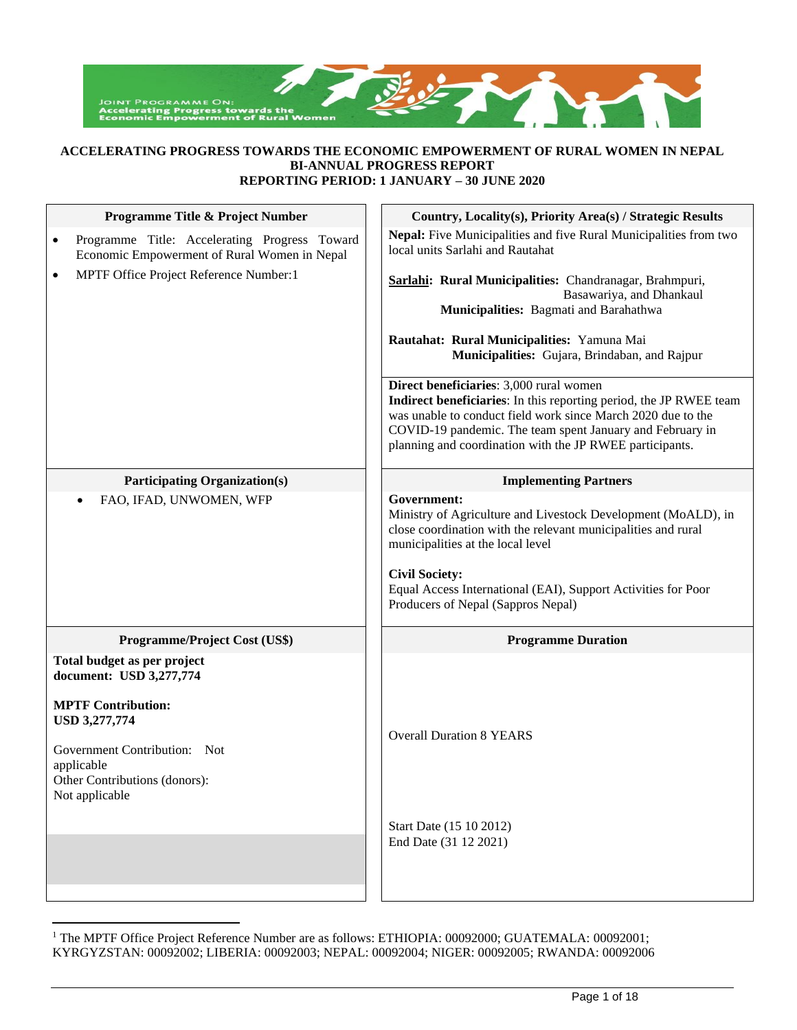**ACCELERATING PROGRESS TOWARDS THE ECONOMIC EMPOWERMENT OF RURAL WOMEN IN NEPAL**
**BI-ANNUAL PROGRESS REPORT**
**REPORTING PERIOD: 1 JANUARY – 30 JUNE 2020**

| **Programme Title & Project Number** | **Country, Locality(s), Priority Area(s) / Strategic Results** |
|---|---|
| • Programme Title: Accelerating Progress Toward Economic Empowerment of Rural Women in Nepal<br>• MPTF Office Project Reference Number:[1] | **Nepal:** Five Municipalities and five Rural Municipalities from two local units Sarlahi and Rautahat<br><br>**Sarlahi: Rural Municipalities:** Chandranagar, Brahmpuri, Basawariya, and Dhankaul<br>**Municipalities:** Bagmati and Barahathwa<br><br>**Rautahat: Rural Municipalities:** Yamuna Mai<br>**Municipalities:** Gujara, Brindaban, and Rajpur<br><br>**Direct beneficiaries**: 3,000 rural women<br>**Indirect beneficiaries**: In this reporting period, the JP RWEE team was unable to conduct field work since March 2020 due to the COVID-19 pandemic. The team spent January and February in planning and coordination with the JP RWEE participants. |
| **Participating Organization(s)** | **Implementing Partners** |
| • FAO, IFAD, UNWOMEN, WFP | **Government:**<br>Ministry of Agriculture and Livestock Development (MoALD), in close coordination with the relevant municipalities and rural municipalities at the local level<br><br>**Civil Society:**<br>Equal Access International (EAI), Support Activities for Poor Producers of Nepal (Sappros Nepal) |
| **Programme/Project Cost (US$)** | **Programme Duration** |
| **Total budget as per project document: USD 3,277,774**<br><br>**MPTF Contribution: USD 3,277,774**<br><br>Government Contribution: Not applicable<br>Other Contributions (donors): Not applicable | Overall Duration 8 YEARS<br><br>Start Date (15 10 2012)<br>End Date (31 12 2021) |

[1] The MPTF Office Project Reference Number are as follows: ETHIOPIA: 00092000; GUATEMALA: 00092001; KYRGYZSTAN: 00092002; LIBERIA: 00092003; NEPAL: 00092004; NIGER: 00092005; RWANDA: 00092006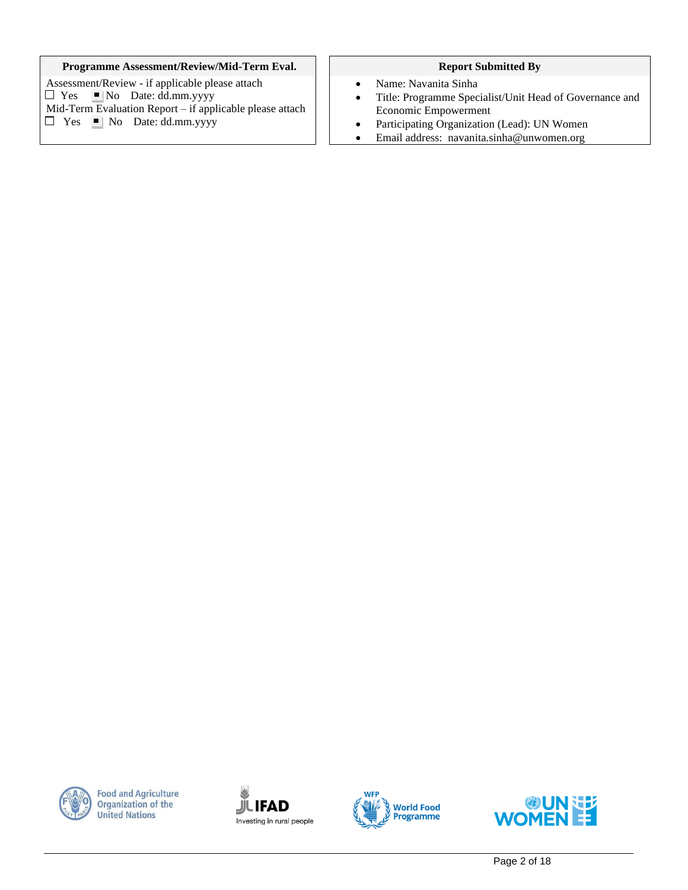| Programme Assessment/Review/Mid-Term Eval. | Report Submitted By |
| --- | --- |
| Assessment/Review - if applicable please attach<br>☐ Yes ■ No Date: dd.mm.yyyy<br>Mid-Term Evaluation Report – if applicable please attach<br>☐ Yes ■ No Date: dd.mm.yyyy | • Name: Navanita Sinha<br>• Title: Programme Specialist/Unit Head of Governance and Economic Empowerment<br>• Participating Organization (Lead): UN Women<br>• Email address: navanita.sinha@unwomen.org |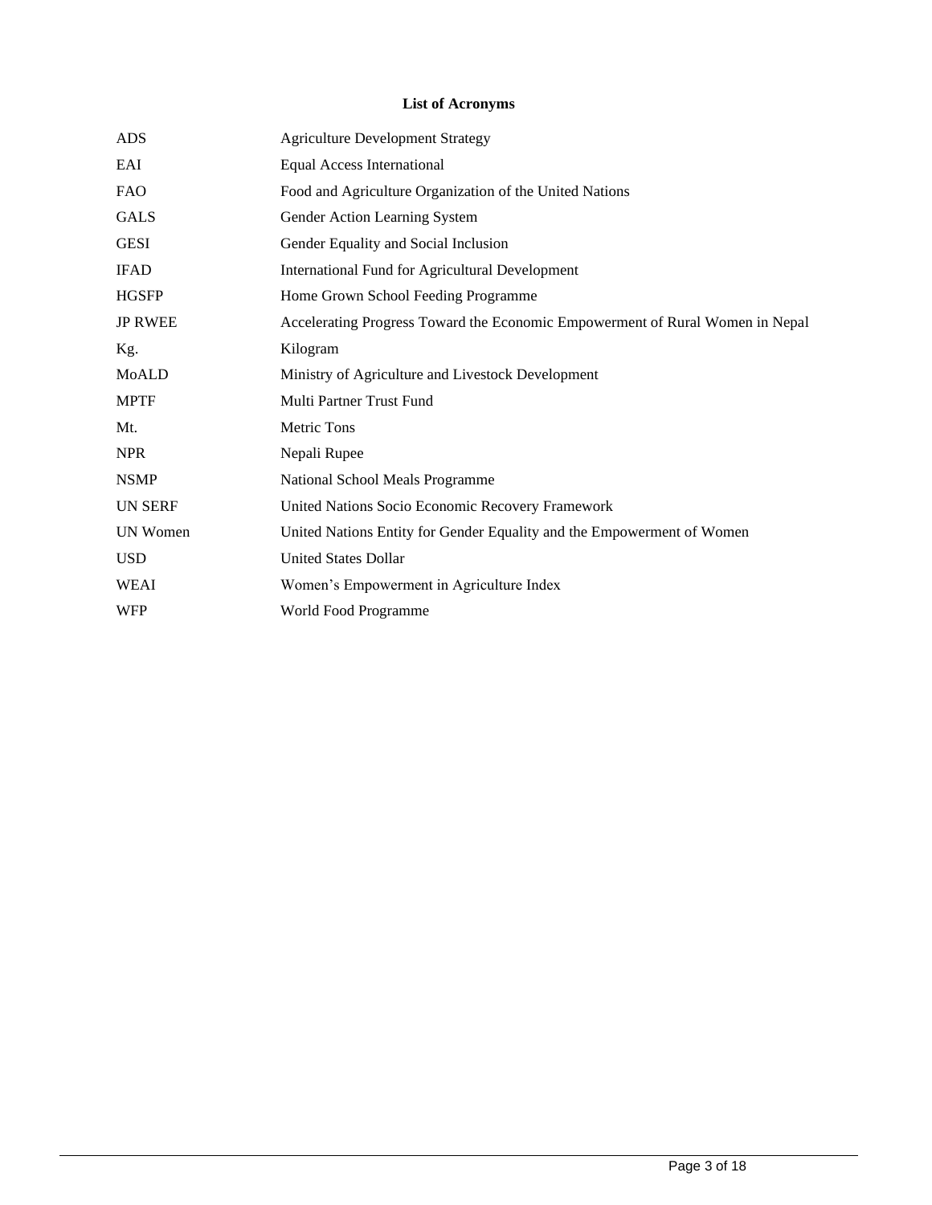**List of Acronyms**

| | |
|---|---|
| ADS | Agriculture Development Strategy |
| EAI | Equal Access International |
| FAO | Food and Agriculture Organization of the United Nations |
| GALS | Gender Action Learning System |
| GESI | Gender Equality and Social Inclusion |
| IFAD | International Fund for Agricultural Development |
| HGSFP | Home Grown School Feeding Programme |
| JP RWEE | Accelerating Progress Toward the Economic Empowerment of Rural Women in Nepal |
| Kg. | Kilogram |
| MoALD | Ministry of Agriculture and Livestock Development |
| MPTF | Multi Partner Trust Fund |
| Mt. | Metric Tons |
| NPR | Nepali Rupee |
| NSMP | National School Meals Programme |
| UN SERF | United Nations Socio Economic Recovery Framework |
| UN Women | United Nations Entity for Gender Equality and the Empowerment of Women |
| USD | United States Dollar |
| WEAI | Women's Empowerment in Agriculture Index |
| WFP | World Food Programme |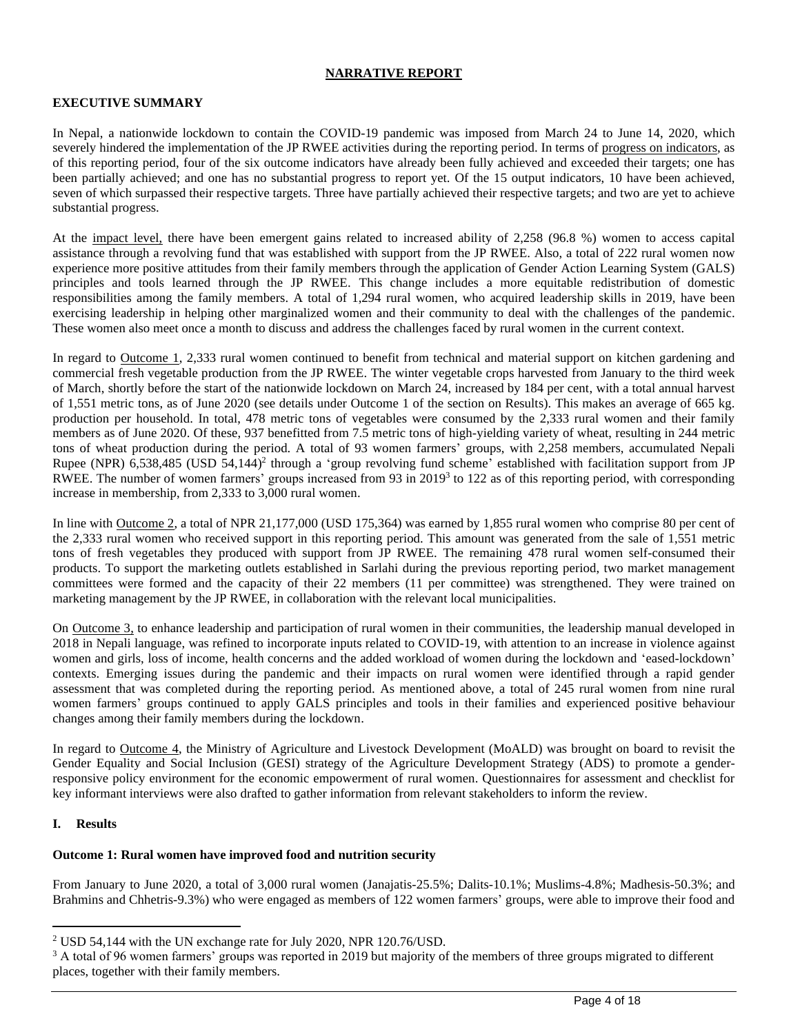## NARRATIVE REPORT

### EXECUTIVE SUMMARY

In Nepal, a nationwide lockdown to contain the COVID-19 pandemic was imposed from March 24 to June 14, 2020, which severely hindered the implementation of the JP RWEE activities during the reporting period. In terms of progress on indicators, as of this reporting period, four of the six outcome indicators have already been fully achieved and exceeded their targets; one has been partially achieved; and one has no substantial progress to report yet. Of the 15 output indicators, 10 have been achieved, seven of which surpassed their respective targets. Three have partially achieved their respective targets; and two are yet to achieve substantial progress.

At the impact level, there have been emergent gains related to increased ability of 2,258 (96.8 %) women to access capital assistance through a revolving fund that was established with support from the JP RWEE. Also, a total of 222 rural women now experience more positive attitudes from their family members through the application of Gender Action Learning System (GALS) principles and tools learned through the JP RWEE. This change includes a more equitable redistribution of domestic responsibilities among the family members. A total of 1,294 rural women, who acquired leadership skills in 2019, have been exercising leadership in helping other marginalized women and their community to deal with the challenges of the pandemic. These women also meet once a month to discuss and address the challenges faced by rural women in the current context.

In regard to Outcome 1, 2,333 rural women continued to benefit from technical and material support on kitchen gardening and commercial fresh vegetable production from the JP RWEE. The winter vegetable crops harvested from January to the third week of March, shortly before the start of the nationwide lockdown on March 24, increased by 184 per cent, with a total annual harvest of 1,551 metric tons, as of June 2020 (see details under Outcome 1 of the section on Results). This makes an average of 665 kg. production per household. In total, 478 metric tons of vegetables were consumed by the 2,333 rural women and their family members as of June 2020. Of these, 937 benefitted from 7.5 metric tons of high-yielding variety of wheat, resulting in 244 metric tons of wheat production during the period. A total of 93 women farmers' groups, with 2,258 members, accumulated Nepali Rupee (NPR) 6,538,485 (USD 54,144)[2] through a 'group revolving fund scheme' established with facilitation support from JP RWEE. The number of women farmers' groups increased from 93 in 2019[3] to 122 as of this reporting period, with corresponding increase in membership, from 2,333 to 3,000 rural women.

In line with Outcome 2, a total of NPR 21,177,000 (USD 175,364) was earned by 1,855 rural women who comprise 80 per cent of the 2,333 rural women who received support in this reporting period. This amount was generated from the sale of 1,551 metric tons of fresh vegetables they produced with support from JP RWEE. The remaining 478 rural women self-consumed their products. To support the marketing outlets established in Sarlahi during the previous reporting period, two market management committees were formed and the capacity of their 22 members (11 per committee) was strengthened. They were trained on marketing management by the JP RWEE, in collaboration with the relevant local municipalities.

On Outcome 3, to enhance leadership and participation of rural women in their communities, the leadership manual developed in 2018 in Nepali language, was refined to incorporate inputs related to COVID-19, with attention to an increase in violence against women and girls, loss of income, health concerns and the added workload of women during the lockdown and 'eased-lockdown' contexts. Emerging issues during the pandemic and their impacts on rural women were identified through a rapid gender assessment that was completed during the reporting period. As mentioned above, a total of 245 rural women from nine rural women farmers' groups continued to apply GALS principles and tools in their families and experienced positive behaviour changes among their family members during the lockdown.

In regard to Outcome 4, the Ministry of Agriculture and Livestock Development (MoALD) was brought on board to revisit the Gender Equality and Social Inclusion (GESI) strategy of the Agriculture Development Strategy (ADS) to promote a gender-responsive policy environment for the economic empowerment of rural women. Questionnaires for assessment and checklist for key informant interviews were also drafted to gather information from relevant stakeholders to inform the review.

### I. Results

#### Outcome 1: Rural women have improved food and nutrition security

From January to June 2020, a total of 3,000 rural women (Janajatis-25.5%; Dalits-10.1%; Muslims-4.8%; Madhesis-50.3%; and Brahmins and Chhetris-9.3%) who were engaged as members of 122 women farmers' groups, were able to improve their food and

---

[2] USD 54,144 with the UN exchange rate for July 2020, NPR 120.76/USD.

[3] A total of 96 women farmers' groups was reported in 2019 but majority of the members of three groups migrated to different places, together with their family members.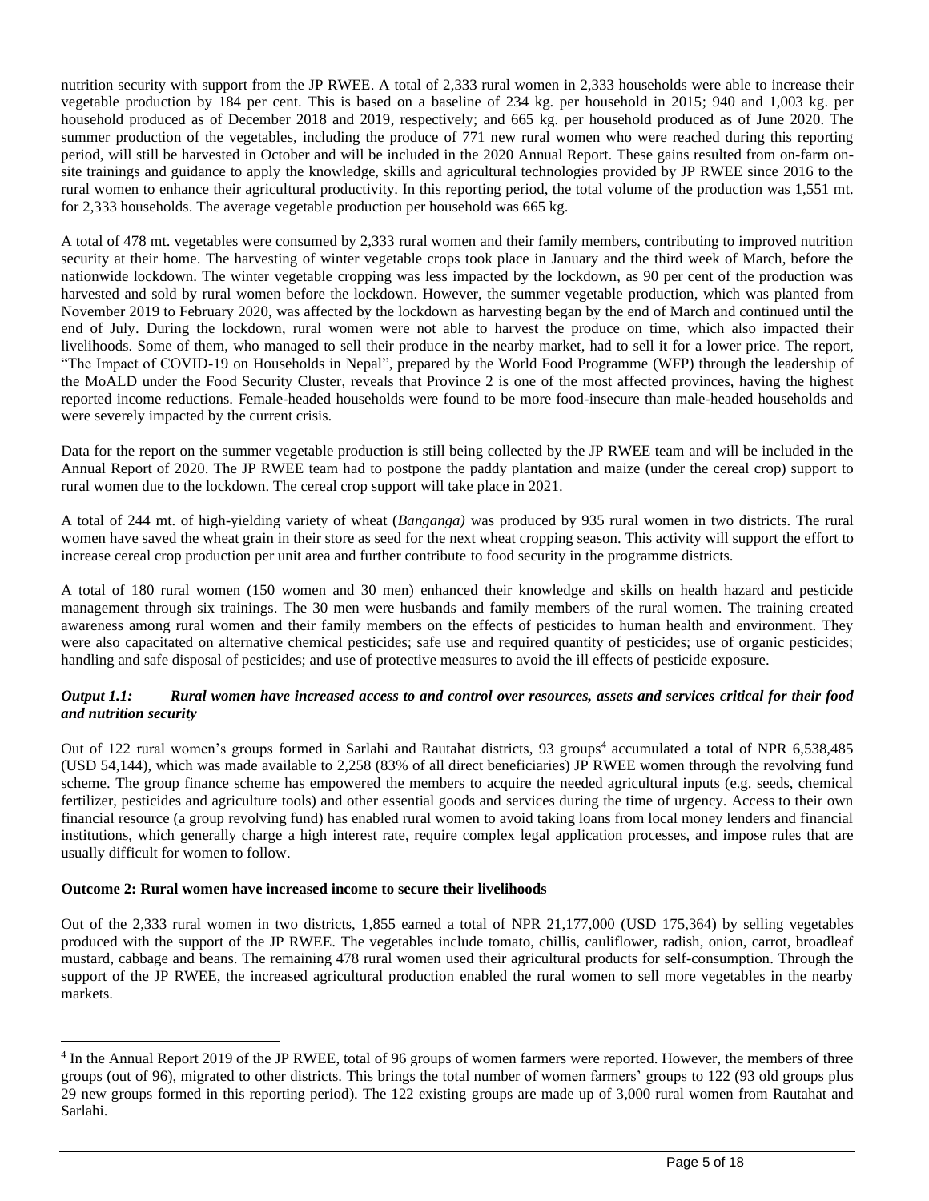nutrition security with support from the JP RWEE. A total of 2,333 rural women in 2,333 households were able to increase their vegetable production by 184 per cent. This is based on a baseline of 234 kg. per household in 2015; 940 and 1,003 kg. per household produced as of December 2018 and 2019, respectively; and 665 kg. per household produced as of June 2020. The summer production of the vegetables, including the produce of 771 new rural women who were reached during this reporting period, will still be harvested in October and will be included in the 2020 Annual Report. These gains resulted from on-farm on-site trainings and guidance to apply the knowledge, skills and agricultural technologies provided by JP RWEE since 2016 to the rural women to enhance their agricultural productivity. In this reporting period, the total volume of the production was 1,551 mt. for 2,333 households. The average vegetable production per household was 665 kg.

A total of 478 mt. vegetables were consumed by 2,333 rural women and their family members, contributing to improved nutrition security at their home. The harvesting of winter vegetable crops took place in January and the third week of March, before the nationwide lockdown. The winter vegetable cropping was less impacted by the lockdown, as 90 per cent of the production was harvested and sold by rural women before the lockdown. However, the summer vegetable production, which was planted from November 2019 to February 2020, was affected by the lockdown as harvesting began by the end of March and continued until the end of July. During the lockdown, rural women were not able to harvest the produce on time, which also impacted their livelihoods. Some of them, who managed to sell their produce in the nearby market, had to sell it for a lower price. The report, "The Impact of COVID-19 on Households in Nepal", prepared by the World Food Programme (WFP) through the leadership of the MoALD under the Food Security Cluster, reveals that Province 2 is one of the most affected provinces, having the highest reported income reductions. Female-headed households were found to be more food-insecure than male-headed households and were severely impacted by the current crisis.

Data for the report on the summer vegetable production is still being collected by the JP RWEE team and will be included in the Annual Report of 2020. The JP RWEE team had to postpone the paddy plantation and maize (under the cereal crop) support to rural women due to the lockdown. The cereal crop support will take place in 2021.

A total of 244 mt. of high-yielding variety of wheat (*Banganga)* was produced by 935 rural women in two districts. The rural women have saved the wheat grain in their store as seed for the next wheat cropping season. This activity will support the effort to increase cereal crop production per unit area and further contribute to food security in the programme districts.

A total of 180 rural women (150 women and 30 men) enhanced their knowledge and skills on health hazard and pesticide management through six trainings. The 30 men were husbands and family members of the rural women. The training created awareness among rural women and their family members on the effects of pesticides to human health and environment. They were also capacitated on alternative chemical pesticides; safe use and required quantity of pesticides; use of organic pesticides; handling and safe disposal of pesticides; and use of protective measures to avoid the ill effects of pesticide exposure.

***Output 1.1: Rural women have increased access to and control over resources, assets and services critical for their food and nutrition security***

Out of 122 rural women's groups formed in Sarlahi and Rautahat districts, 93 groups[4] accumulated a total of NPR 6,538,485 (USD 54,144), which was made available to 2,258 (83% of all direct beneficiaries) JP RWEE women through the revolving fund scheme. The group finance scheme has empowered the members to acquire the needed agricultural inputs (e.g. seeds, chemical fertilizer, pesticides and agriculture tools) and other essential goods and services during the time of urgency. Access to their own financial resource (a group revolving fund) has enabled rural women to avoid taking loans from local money lenders and financial institutions, which generally charge a high interest rate, require complex legal application processes, and impose rules that are usually difficult for women to follow.

**Outcome 2: Rural women have increased income to secure their livelihoods**

Out of the 2,333 rural women in two districts, 1,855 earned a total of NPR 21,177,000 (USD 175,364) by selling vegetables produced with the support of the JP RWEE. The vegetables include tomato, chillis, cauliflower, radish, onion, carrot, broadleaf mustard, cabbage and beans. The remaining 478 rural women used their agricultural products for self-consumption. Through the support of the JP RWEE, the increased agricultural production enabled the rural women to sell more vegetables in the nearby markets.

---

[4] In the Annual Report 2019 of the JP RWEE, total of 96 groups of women farmers were reported. However, the members of three groups (out of 96), migrated to other districts. This brings the total number of women farmers' groups to 122 (93 old groups plus 29 new groups formed in this reporting period). The 122 existing groups are made up of 3,000 rural women from Rautahat and Sarlahi.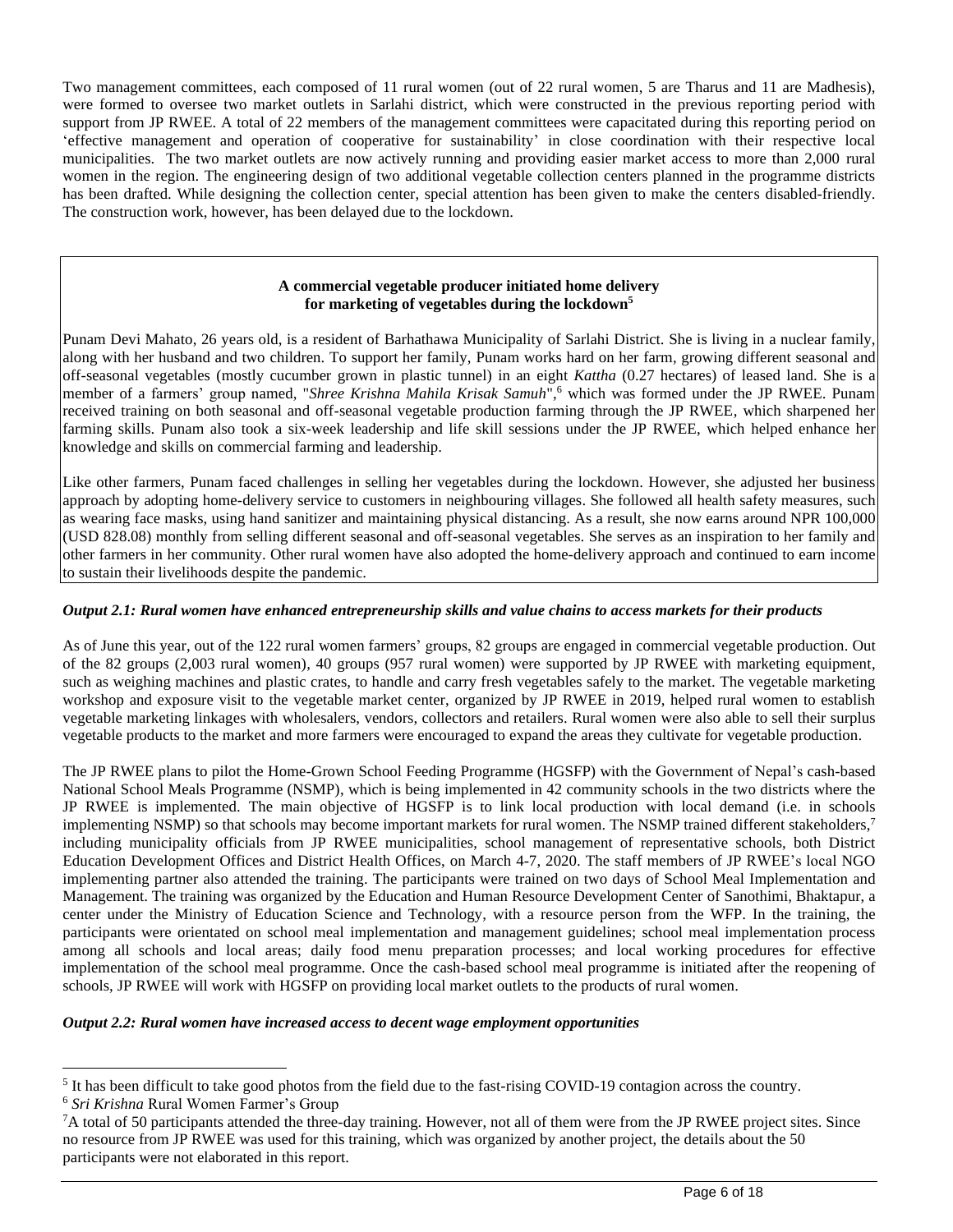Two management committees, each composed of 11 rural women (out of 22 rural women, 5 are Tharus and 11 are Madhesis), were formed to oversee two market outlets in Sarlahi district, which were constructed in the previous reporting period with support from JP RWEE. A total of 22 members of the management committees were capacitated during this reporting period on 'effective management and operation of cooperative for sustainability' in close coordination with their respective local municipalities. The two market outlets are now actively running and providing easier market access to more than 2,000 rural women in the region. The engineering design of two additional vegetable collection centers planned in the programme districts has been drafted. While designing the collection center, special attention has been given to make the centers disabled-friendly. The construction work, however, has been delayed due to the lockdown.

**A commercial vegetable producer initiated home delivery for marketing of vegetables during the lockdown[5]**

Punam Devi Mahato, 26 years old, is a resident of Barhathawa Municipality of Sarlahi District. She is living in a nuclear family, along with her husband and two children. To support her family, Punam works hard on her farm, growing different seasonal and off-seasonal vegetables (mostly cucumber grown in plastic tunnel) in an eight *Kattha* (0.27 hectares) of leased land. She is a member of a farmers' group named, "*Shree Krishna Mahila Krisak Samuh*",[6] which was formed under the JP RWEE. Punam received training on both seasonal and off-seasonal vegetable production farming through the JP RWEE, which sharpened her farming skills. Punam also took a six-week leadership and life skill sessions under the JP RWEE, which helped enhance her knowledge and skills on commercial farming and leadership.

Like other farmers, Punam faced challenges in selling her vegetables during the lockdown. However, she adjusted her business approach by adopting home-delivery service to customers in neighbouring villages. She followed all health safety measures, such as wearing face masks, using hand sanitizer and maintaining physical distancing. As a result, she now earns around NPR 100,000 (USD 828.08) monthly from selling different seasonal and off-seasonal vegetables. She serves as an inspiration to her family and other farmers in her community. Other rural women have also adopted the home-delivery approach and continued to earn income to sustain their livelihoods despite the pandemic.

***Output 2.1: Rural women have enhanced entrepreneurship skills and value chains to access markets for their products***

As of June this year, out of the 122 rural women farmers' groups, 82 groups are engaged in commercial vegetable production. Out of the 82 groups (2,003 rural women), 40 groups (957 rural women) were supported by JP RWEE with marketing equipment, such as weighing machines and plastic crates, to handle and carry fresh vegetables safely to the market. The vegetable marketing workshop and exposure visit to the vegetable market center, organized by JP RWEE in 2019, helped rural women to establish vegetable marketing linkages with wholesalers, vendors, collectors and retailers. Rural women were also able to sell their surplus vegetable products to the market and more farmers were encouraged to expand the areas they cultivate for vegetable production.

The JP RWEE plans to pilot the Home-Grown School Feeding Programme (HGSFP) with the Government of Nepal's cash-based National School Meals Programme (NSMP), which is being implemented in 42 community schools in the two districts where the JP RWEE is implemented. The main objective of HGSFP is to link local production with local demand (i.e. in schools implementing NSMP) so that schools may become important markets for rural women. The NSMP trained different stakeholders,[7] including municipality officials from JP RWEE municipalities, school management of representative schools, both District Education Development Offices and District Health Offices, on March 4-7, 2020. The staff members of JP RWEE's local NGO implementing partner also attended the training. The participants were trained on two days of School Meal Implementation and Management. The training was organized by the Education and Human Resource Development Center of Sanothimi, Bhaktapur, a center under the Ministry of Education Science and Technology, with a resource person from the WFP. In the training, the participants were orientated on school meal implementation and management guidelines; school meal implementation process among all schools and local areas; daily food menu preparation processes; and local working procedures for effective implementation of the school meal programme. Once the cash-based school meal programme is initiated after the reopening of schools, JP RWEE will work with HGSFP on providing local market outlets to the products of rural women.

***Output 2.2: Rural women have increased access to decent wage employment opportunities***

---

[5] It has been difficult to take good photos from the field due to the fast-rising COVID-19 contagion across the country.

[6] *Sri Krishna* Rural Women Farmer's Group

[7] A total of 50 participants attended the three-day training. However, not all of them were from the JP RWEE project sites. Since no resource from JP RWEE was used for this training, which was organized by another project, the details about the 50 participants were not elaborated in this report.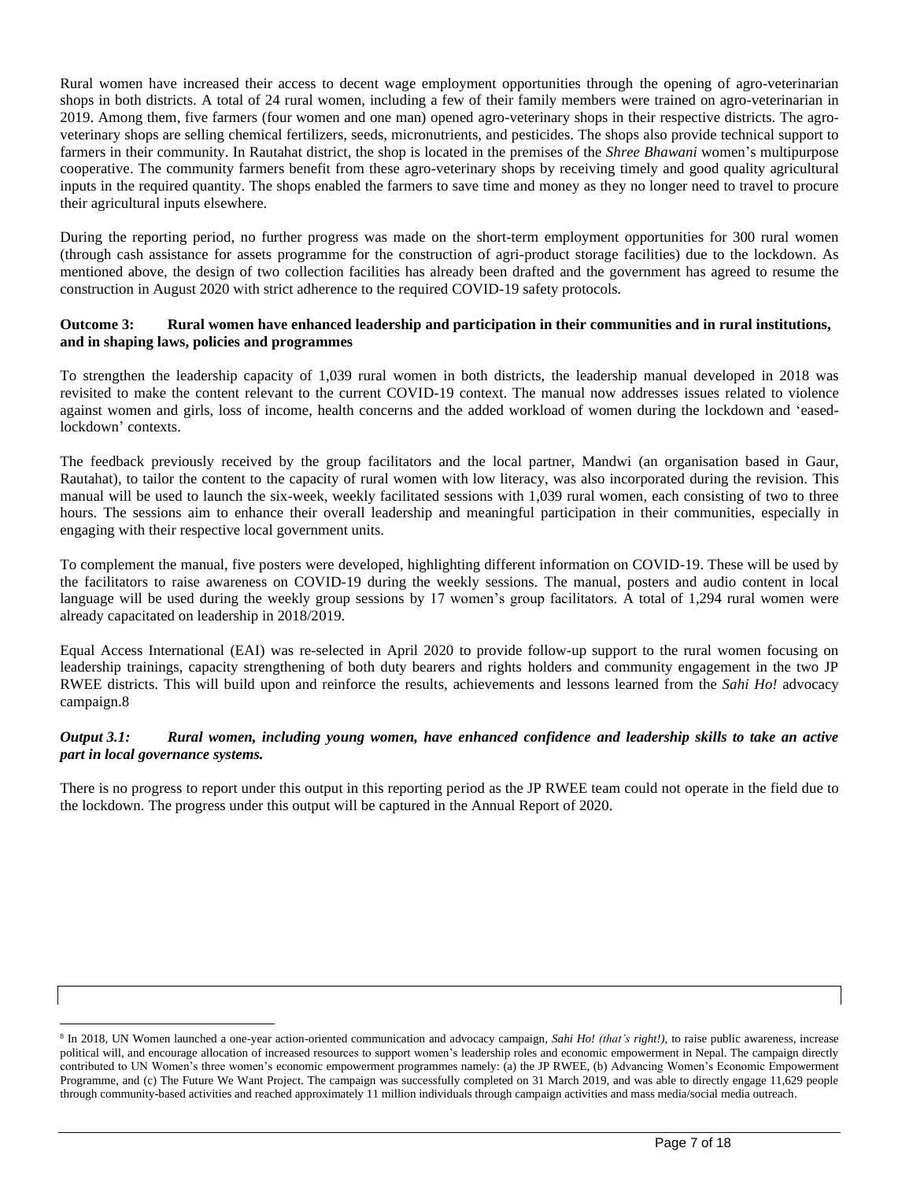Rural women have increased their access to decent wage employment opportunities through the opening of agro-veterinarian shops in both districts. A total of 24 rural women, including a few of their family members were trained on agro-veterinarian in 2019. Among them, five farmers (four women and one man) opened agro-veterinary shops in their respective districts. The agro-veterinary shops are selling chemical fertilizers, seeds, micronutrients, and pesticides. The shops also provide technical support to farmers in their community. In Rautahat district, the shop is located in the premises of the *Shree Bhawani* women's multipurpose cooperative. The community farmers benefit from these agro-veterinary shops by receiving timely and good quality agricultural inputs in the required quantity. The shops enabled the farmers to save time and money as they no longer need to travel to procure their agricultural inputs elsewhere.

During the reporting period, no further progress was made on the short-term employment opportunities for 300 rural women (through cash assistance for assets programme for the construction of agri-product storage facilities) due to the lockdown. As mentioned above, the design of two collection facilities has already been drafted and the government has agreed to resume the construction in August 2020 with strict adherence to the required COVID-19 safety protocols.

**Outcome 3: Rural women have enhanced leadership and participation in their communities and in rural institutions, and in shaping laws, policies and programmes**

To strengthen the leadership capacity of 1,039 rural women in both districts, the leadership manual developed in 2018 was revisited to make the content relevant to the current COVID-19 context. The manual now addresses issues related to violence against women and girls, loss of income, health concerns and the added workload of women during the lockdown and 'eased-lockdown' contexts.

The feedback previously received by the group facilitators and the local partner, Mandwi (an organisation based in Gaur, Rautahat), to tailor the content to the capacity of rural women with low literacy, was also incorporated during the revision. This manual will be used to launch the six-week, weekly facilitated sessions with 1,039 rural women, each consisting of two to three hours. The sessions aim to enhance their overall leadership and meaningful participation in their communities, especially in engaging with their respective local government units.

To complement the manual, five posters were developed, highlighting different information on COVID-19. These will be used by the facilitators to raise awareness on COVID-19 during the weekly sessions. The manual, posters and audio content in local language will be used during the weekly group sessions by 17 women's group facilitators. A total of 1,294 rural women were already capacitated on leadership in 2018/2019.

Equal Access International (EAI) was re-selected in April 2020 to provide follow-up support to the rural women focusing on leadership trainings, capacity strengthening of both duty bearers and rights holders and community engagement in the two JP RWEE districts. This will build upon and reinforce the results, achievements and lessons learned from the *Sahi Ho!* advocacy campaign.[8]

***Output 3.1: Rural women, including young women, have enhanced confidence and leadership skills to take an active part in local governance systems.***

There is no progress to report under this output in this reporting period as the JP RWEE team could not operate in the field due to the lockdown. The progress under this output will be captured in the Annual Report of 2020.

[8] In 2018, UN Women launched a one-year action-oriented communication and advocacy campaign, *Sahi Ho! (that's right!)*, to raise public awareness, increase political will, and encourage allocation of increased resources to support women's leadership roles and economic empowerment in Nepal. The campaign directly contributed to UN Women's three women's economic empowerment programmes namely: (a) the JP RWEE, (b) Advancing Women's Economic Empowerment Programme, and (c) The Future We Want Project. The campaign was successfully completed on 31 March 2019, and was able to directly engage 11,629 people through community-based activities and reached approximately 11 million individuals through campaign activities and mass media/social media outreach.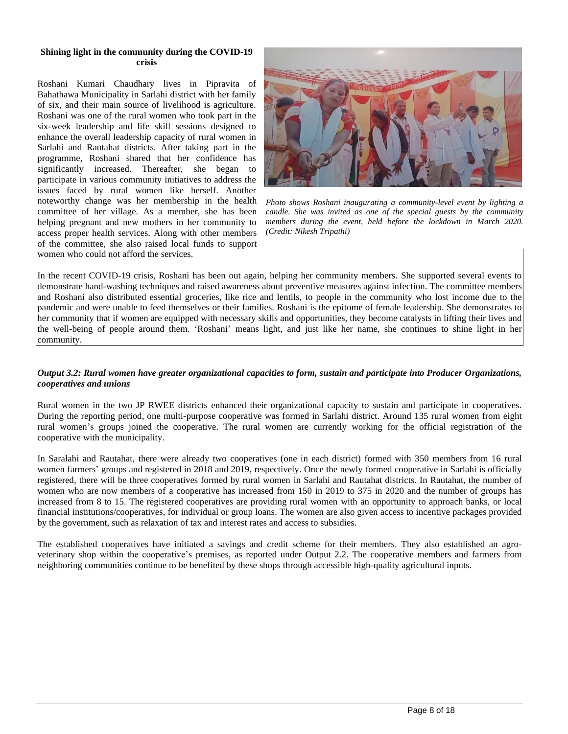**Shining light in the community during the COVID-19 crisis**

Roshani Kumari Chaudhary lives in Pipravita of Bahathawa Municipality in Sarlahi district with her family of six, and their main source of livelihood is agriculture. Roshani was one of the rural women who took part in the six-week leadership and life skill sessions designed to enhance the overall leadership capacity of rural women in Sarlahi and Rautahat districts. After taking part in the programme, Roshani shared that her confidence has significantly increased. Thereafter, she began to participate in various community initiatives to address the issues faced by rural women like herself. Another noteworthy change was her membership in the health committee of her village. As a member, she has been helping pregnant and new mothers in her community to access proper health services. Along with other members of the committee, she also raised local funds to support women who could not afford the services.

*Photo shows Roshani inaugurating a community-level event by lighting a candle. She was invited as one of the special guests by the community members during the event, held before the lockdown in March 2020. (Credit: Nikesh Tripathi)*

In the recent COVID-19 crisis, Roshani has been out again, helping her community members. She supported several events to demonstrate hand-washing techniques and raised awareness about preventive measures against infection. The committee members and Roshani also distributed essential groceries, like rice and lentils, to people in the community who lost income due to the pandemic and were unable to feed themselves or their families. Roshani is the epitome of female leadership. She demonstrates to her community that if women are equipped with necessary skills and opportunities, they become catalysts in lifting their lives and the well-being of people around them. 'Roshani' means light, and just like her name, she continues to shine light in her community.

***Output 3.2: Rural women have greater organizational capacities to form, sustain and participate into Producer Organizations, cooperatives and unions***

Rural women in the two JP RWEE districts enhanced their organizational capacity to sustain and participate in cooperatives. During the reporting period, one multi-purpose cooperative was formed in Sarlahi district. Around 135 rural women from eight rural women's groups joined the cooperative. The rural women are currently working for the official registration of the cooperative with the municipality.

In Saralahi and Rautahat, there were already two cooperatives (one in each district) formed with 350 members from 16 rural women farmers' groups and registered in 2018 and 2019, respectively. Once the newly formed cooperative in Sarlahi is officially registered, there will be three cooperatives formed by rural women in Sarlahi and Rautahat districts. In Rautahat, the number of women who are now members of a cooperative has increased from 150 in 2019 to 375 in 2020 and the number of groups has increased from 8 to 15. The registered cooperatives are providing rural women with an opportunity to approach banks, or local financial institutions/cooperatives, for individual or group loans. The women are also given access to incentive packages provided by the government, such as relaxation of tax and interest rates and access to subsidies.

The established cooperatives have initiated a savings and credit scheme for their members. They also established an agro-veterinary shop within the cooperative's premises, as reported under Output 2.2. The cooperative members and farmers from neighboring communities continue to be benefited by these shops through accessible high-quality agricultural inputs.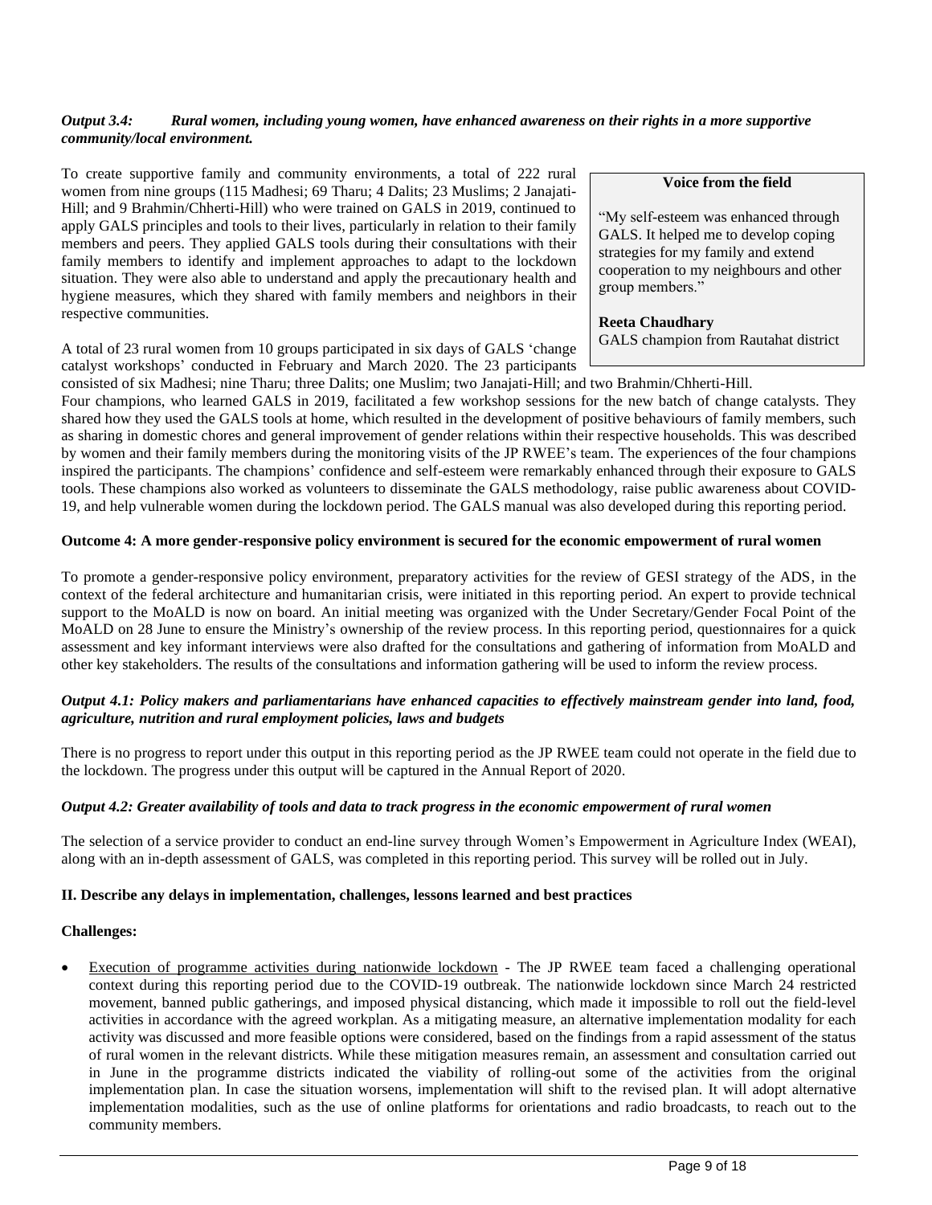*Output 3.4: Rural women, including young women, have enhanced awareness on their rights in a more supportive community/local environment.*

To create supportive family and community environments, a total of 222 rural women from nine groups (115 Madhesi; 69 Tharu; 4 Dalits; 23 Muslims; 2 Janajati-Hill; and 9 Brahmin/Chherti-Hill) who were trained on GALS in 2019, continued to apply GALS principles and tools to their lives, particularly in relation to their family members and peers. They applied GALS tools during their consultations with their family members to identify and implement approaches to adapt to the lockdown situation. They were also able to understand and apply the precautionary health and hygiene measures, which they shared with family members and neighbors in their respective communities.

> **Voice from the field**
>
> "My self-esteem was enhanced through GALS. It helped me to develop coping strategies for my family and extend cooperation to my neighbours and other group members."
>
> **Reeta Chaudhary**
> GALS champion from Rautahat district

A total of 23 rural women from 10 groups participated in six days of GALS 'change catalyst workshops' conducted in February and March 2020. The 23 participants consisted of six Madhesi; nine Tharu; three Dalits; one Muslim; two Janajati-Hill; and two Brahmin/Chherti-Hill. Four champions, who learned GALS in 2019, facilitated a few workshop sessions for the new batch of change catalysts. They shared how they used the GALS tools at home, which resulted in the development of positive behaviours of family members, such as sharing in domestic chores and general improvement of gender relations within their respective households. This was described by women and their family members during the monitoring visits of the JP RWEE's team. The experiences of the four champions inspired the participants. The champions' confidence and self-esteem were remarkably enhanced through their exposure to GALS tools. These champions also worked as volunteers to disseminate the GALS methodology, raise public awareness about COVID-19, and help vulnerable women during the lockdown period. The GALS manual was also developed during this reporting period.

**Outcome 4: A more gender-responsive policy environment is secured for the economic empowerment of rural women**

To promote a gender-responsive policy environment, preparatory activities for the review of GESI strategy of the ADS, in the context of the federal architecture and humanitarian crisis, were initiated in this reporting period. An expert to provide technical support to the MoALD is now on board. An initial meeting was organized with the Under Secretary/Gender Focal Point of the MoALD on 28 June to ensure the Ministry's ownership of the review process. In this reporting period, questionnaires for a quick assessment and key informant interviews were also drafted for the consultations and gathering of information from MoALD and other key stakeholders. The results of the consultations and information gathering will be used to inform the review process.

***Output 4.1: Policy makers and parliamentarians have enhanced capacities to effectively mainstream gender into land, food, agriculture, nutrition and rural employment policies, laws and budgets***

There is no progress to report under this output in this reporting period as the JP RWEE team could not operate in the field due to the lockdown. The progress under this output will be captured in the Annual Report of 2020.

***Output 4.2: Greater availability of tools and data to track progress in the economic empowerment of rural women***

The selection of a service provider to conduct an end-line survey through Women's Empowerment in Agriculture Index (WEAI), along with an in-depth assessment of GALS, was completed in this reporting period. This survey will be rolled out in July.

**II. Describe any delays in implementation, challenges, lessons learned and best practices**

**Challenges:**

- Execution of programme activities during nationwide lockdown - The JP RWEE team faced a challenging operational context during this reporting period due to the COVID-19 outbreak. The nationwide lockdown since March 24 restricted movement, banned public gatherings, and imposed physical distancing, which made it impossible to roll out the field-level activities in accordance with the agreed workplan. As a mitigating measure, an alternative implementation modality for each activity was discussed and more feasible options were considered, based on the findings from a rapid assessment of the status of rural women in the relevant districts. While these mitigation measures remain, an assessment and consultation carried out in June in the programme districts indicated the viability of rolling-out some of the activities from the original implementation plan. In case the situation worsens, implementation will shift to the revised plan. It will adopt alternative implementation modalities, such as the use of online platforms for orientations and radio broadcasts, to reach out to the community members.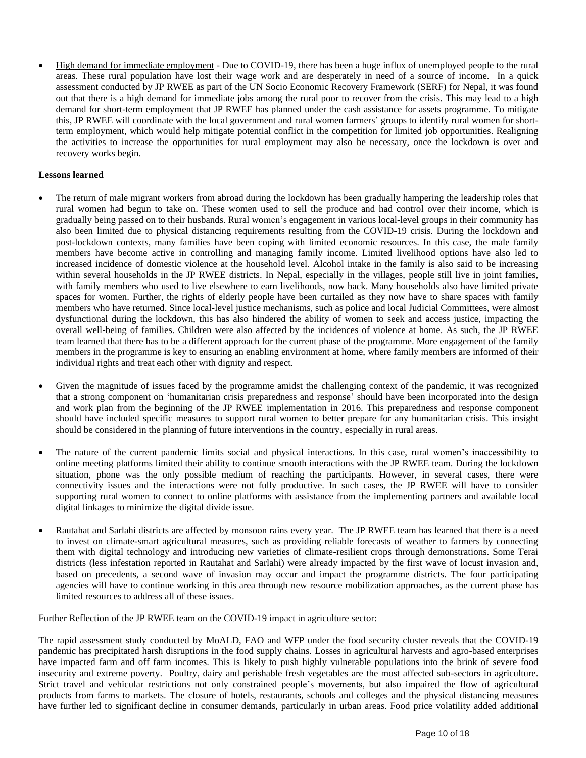- High demand for immediate employment - Due to COVID-19, there has been a huge influx of unemployed people to the rural areas. These rural population have lost their wage work and are desperately in need of a source of income. In a quick assessment conducted by JP RWEE as part of the UN Socio Economic Recovery Framework (SERF) for Nepal, it was found out that there is a high demand for immediate jobs among the rural poor to recover from the crisis. This may lead to a high demand for short-term employment that JP RWEE has planned under the cash assistance for assets programme. To mitigate this, JP RWEE will coordinate with the local government and rural women farmers' groups to identify rural women for short-term employment, which would help mitigate potential conflict in the competition for limited job opportunities. Realigning the activities to increase the opportunities for rural employment may also be necessary, once the lockdown is over and recovery works begin.

**Lessons learned**

- The return of male migrant workers from abroad during the lockdown has been gradually hampering the leadership roles that rural women had begun to take on. These women used to sell the produce and had control over their income, which is gradually being passed on to their husbands. Rural women's engagement in various local-level groups in their community has also been limited due to physical distancing requirements resulting from the COVID-19 crisis. During the lockdown and post-lockdown contexts, many families have been coping with limited economic resources. In this case, the male family members have become active in controlling and managing family income. Limited livelihood options have also led to increased incidence of domestic violence at the household level. Alcohol intake in the family is also said to be increasing within several households in the JP RWEE districts. In Nepal, especially in the villages, people still live in joint families, with family members who used to live elsewhere to earn livelihoods, now back. Many households also have limited private spaces for women. Further, the rights of elderly people have been curtailed as they now have to share spaces with family members who have returned. Since local-level justice mechanisms, such as police and local Judicial Committees, were almost dysfunctional during the lockdown, this has also hindered the ability of women to seek and access justice, impacting the overall well-being of families. Children were also affected by the incidences of violence at home. As such, the JP RWEE team learned that there has to be a different approach for the current phase of the programme. More engagement of the family members in the programme is key to ensuring an enabling environment at home, where family members are informed of their individual rights and treat each other with dignity and respect.

- Given the magnitude of issues faced by the programme amidst the challenging context of the pandemic, it was recognized that a strong component on 'humanitarian crisis preparedness and response' should have been incorporated into the design and work plan from the beginning of the JP RWEE implementation in 2016. This preparedness and response component should have included specific measures to support rural women to better prepare for any humanitarian crisis. This insight should be considered in the planning of future interventions in the country, especially in rural areas.

- The nature of the current pandemic limits social and physical interactions. In this case, rural women's inaccessibility to online meeting platforms limited their ability to continue smooth interactions with the JP RWEE team. During the lockdown situation, phone was the only possible medium of reaching the participants. However, in several cases, there were connectivity issues and the interactions were not fully productive. In such cases, the JP RWEE will have to consider supporting rural women to connect to online platforms with assistance from the implementing partners and available local digital linkages to minimize the digital divide issue.

- Rautahat and Sarlahi districts are affected by monsoon rains every year. The JP RWEE team has learned that there is a need to invest on climate-smart agricultural measures, such as providing reliable forecasts of weather to farmers by connecting them with digital technology and introducing new varieties of climate-resilient crops through demonstrations. Some Terai districts (less infestation reported in Rautahat and Sarlahi) were already impacted by the first wave of locust invasion and, based on precedents, a second wave of invasion may occur and impact the programme districts. The four participating agencies will have to continue working in this area through new resource mobilization approaches, as the current phase has limited resources to address all of these issues.

Further Reflection of the JP RWEE team on the COVID-19 impact in agriculture sector:

The rapid assessment study conducted by MoALD, FAO and WFP under the food security cluster reveals that the COVID-19 pandemic has precipitated harsh disruptions in the food supply chains. Losses in agricultural harvests and agro-based enterprises have impacted farm and off farm incomes. This is likely to push highly vulnerable populations into the brink of severe food insecurity and extreme poverty. Poultry, dairy and perishable fresh vegetables are the most affected sub-sectors in agriculture. Strict travel and vehicular restrictions not only constrained people's movements, but also impaired the flow of agricultural products from farms to markets. The closure of hotels, restaurants, schools and colleges and the physical distancing measures have further led to significant decline in consumer demands, particularly in urban areas. Food price volatility added additional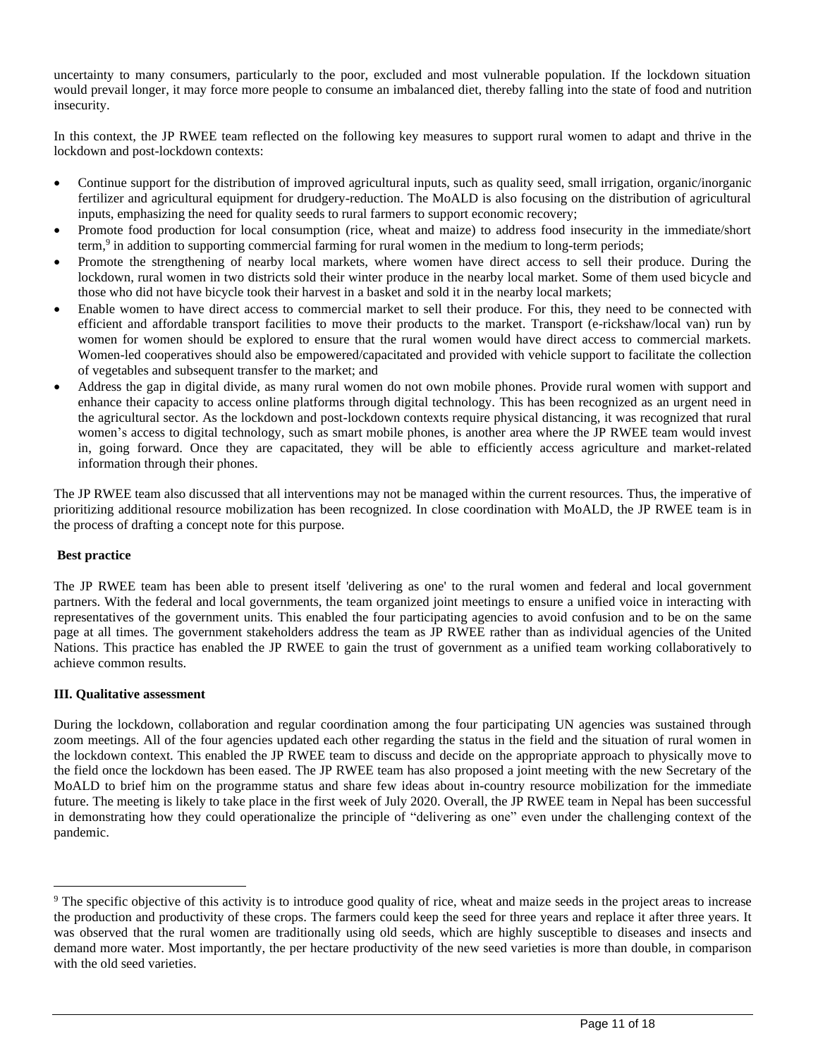uncertainty to many consumers, particularly to the poor, excluded and most vulnerable population. If the lockdown situation would prevail longer, it may force more people to consume an imbalanced diet, thereby falling into the state of food and nutrition insecurity.

In this context, the JP RWEE team reflected on the following key measures to support rural women to adapt and thrive in the lockdown and post-lockdown contexts:

- Continue support for the distribution of improved agricultural inputs, such as quality seed, small irrigation, organic/inorganic fertilizer and agricultural equipment for drudgery-reduction. The MoALD is also focusing on the distribution of agricultural inputs, emphasizing the need for quality seeds to rural farmers to support economic recovery;
- Promote food production for local consumption (rice, wheat and maize) to address food insecurity in the immediate/short term,[9] in addition to supporting commercial farming for rural women in the medium to long-term periods;
- Promote the strengthening of nearby local markets, where women have direct access to sell their produce. During the lockdown, rural women in two districts sold their winter produce in the nearby local market. Some of them used bicycle and those who did not have bicycle took their harvest in a basket and sold it in the nearby local markets;
- Enable women to have direct access to commercial market to sell their produce. For this, they need to be connected with efficient and affordable transport facilities to move their products to the market. Transport (e-rickshaw/local van) run by women for women should be explored to ensure that the rural women would have direct access to commercial markets. Women-led cooperatives should also be empowered/capacitated and provided with vehicle support to facilitate the collection of vegetables and subsequent transfer to the market; and
- Address the gap in digital divide, as many rural women do not own mobile phones. Provide rural women with support and enhance their capacity to access online platforms through digital technology. This has been recognized as an urgent need in the agricultural sector. As the lockdown and post-lockdown contexts require physical distancing, it was recognized that rural women's access to digital technology, such as smart mobile phones, is another area where the JP RWEE team would invest in, going forward. Once they are capacitated, they will be able to efficiently access agriculture and market-related information through their phones.

The JP RWEE team also discussed that all interventions may not be managed within the current resources. Thus, the imperative of prioritizing additional resource mobilization has been recognized. In close coordination with MoALD, the JP RWEE team is in the process of drafting a concept note for this purpose.

**Best practice**

The JP RWEE team has been able to present itself 'delivering as one' to the rural women and federal and local government partners. With the federal and local governments, the team organized joint meetings to ensure a unified voice in interacting with representatives of the government units. This enabled the four participating agencies to avoid confusion and to be on the same page at all times. The government stakeholders address the team as JP RWEE rather than as individual agencies of the United Nations. This practice has enabled the JP RWEE to gain the trust of government as a unified team working collaboratively to achieve common results.

**III. Qualitative assessment**

During the lockdown, collaboration and regular coordination among the four participating UN agencies was sustained through zoom meetings. All of the four agencies updated each other regarding the status in the field and the situation of rural women in the lockdown context. This enabled the JP RWEE team to discuss and decide on the appropriate approach to physically move to the field once the lockdown has been eased. The JP RWEE team has also proposed a joint meeting with the new Secretary of the MoALD to brief him on the programme status and share few ideas about in-country resource mobilization for the immediate future. The meeting is likely to take place in the first week of July 2020. Overall, the JP RWEE team in Nepal has been successful in demonstrating how they could operationalize the principle of "delivering as one" even under the challenging context of the pandemic.

---

[9] The specific objective of this activity is to introduce good quality of rice, wheat and maize seeds in the project areas to increase the production and productivity of these crops. The farmers could keep the seed for three years and replace it after three years. It was observed that the rural women are traditionally using old seeds, which are highly susceptible to diseases and insects and demand more water. Most importantly, the per hectare productivity of the new seed varieties is more than double, in comparison with the old seed varieties.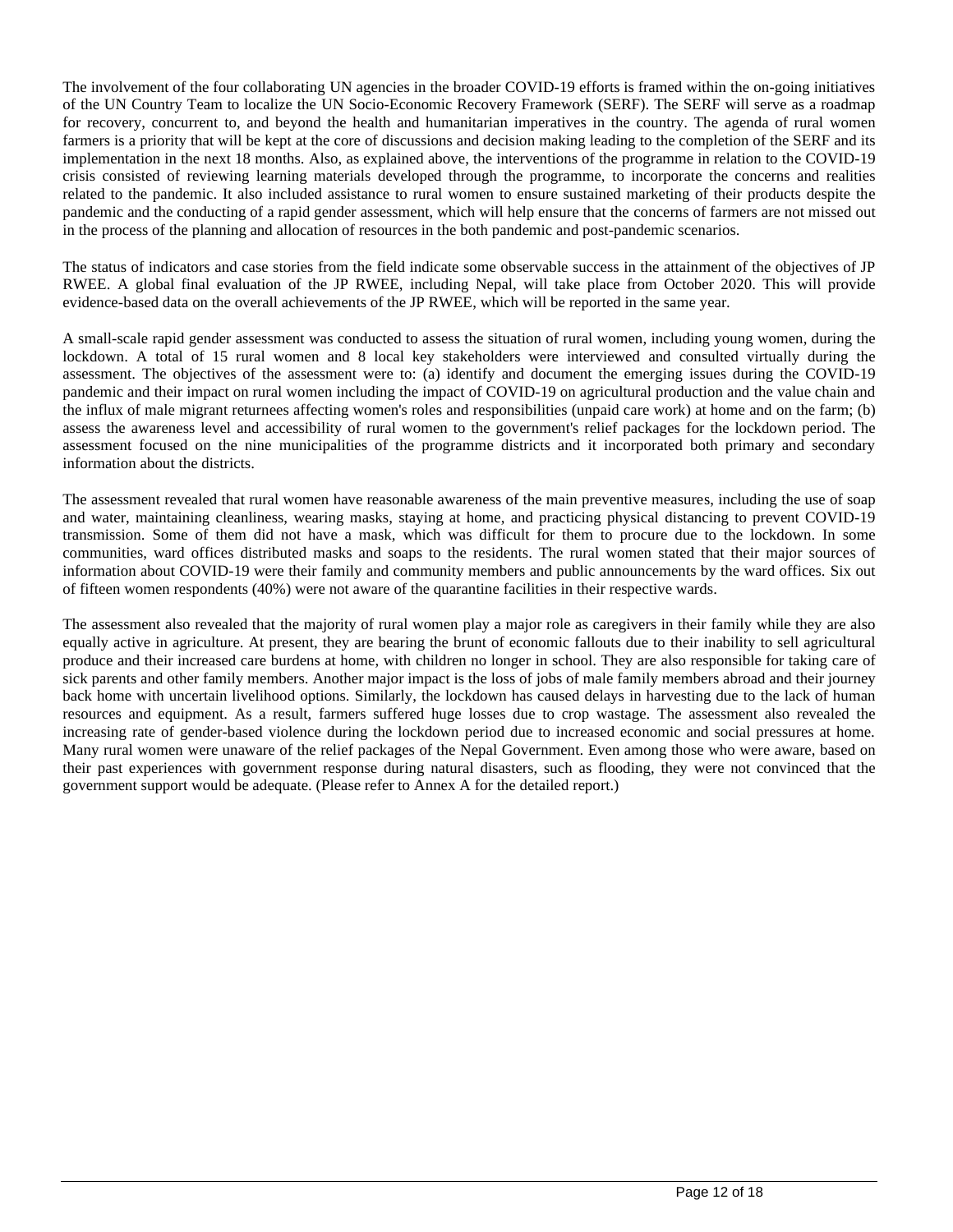The involvement of the four collaborating UN agencies in the broader COVID-19 efforts is framed within the on-going initiatives of the UN Country Team to localize the UN Socio-Economic Recovery Framework (SERF). The SERF will serve as a roadmap for recovery, concurrent to, and beyond the health and humanitarian imperatives in the country. The agenda of rural women farmers is a priority that will be kept at the core of discussions and decision making leading to the completion of the SERF and its implementation in the next 18 months. Also, as explained above, the interventions of the programme in relation to the COVID-19 crisis consisted of reviewing learning materials developed through the programme, to incorporate the concerns and realities related to the pandemic. It also included assistance to rural women to ensure sustained marketing of their products despite the pandemic and the conducting of a rapid gender assessment, which will help ensure that the concerns of farmers are not missed out in the process of the planning and allocation of resources in the both pandemic and post-pandemic scenarios.

The status of indicators and case stories from the field indicate some observable success in the attainment of the objectives of JP RWEE. A global final evaluation of the JP RWEE, including Nepal, will take place from October 2020. This will provide evidence-based data on the overall achievements of the JP RWEE, which will be reported in the same year.

A small-scale rapid gender assessment was conducted to assess the situation of rural women, including young women, during the lockdown. A total of 15 rural women and 8 local key stakeholders were interviewed and consulted virtually during the assessment. The objectives of the assessment were to: (a) identify and document the emerging issues during the COVID-19 pandemic and their impact on rural women including the impact of COVID-19 on agricultural production and the value chain and the influx of male migrant returnees affecting women's roles and responsibilities (unpaid care work) at home and on the farm; (b) assess the awareness level and accessibility of rural women to the government's relief packages for the lockdown period. The assessment focused on the nine municipalities of the programme districts and it incorporated both primary and secondary information about the districts.

The assessment revealed that rural women have reasonable awareness of the main preventive measures, including the use of soap and water, maintaining cleanliness, wearing masks, staying at home, and practicing physical distancing to prevent COVID-19 transmission. Some of them did not have a mask, which was difficult for them to procure due to the lockdown. In some communities, ward offices distributed masks and soaps to the residents. The rural women stated that their major sources of information about COVID-19 were their family and community members and public announcements by the ward offices. Six out of fifteen women respondents (40%) were not aware of the quarantine facilities in their respective wards.

The assessment also revealed that the majority of rural women play a major role as caregivers in their family while they are also equally active in agriculture. At present, they are bearing the brunt of economic fallouts due to their inability to sell agricultural produce and their increased care burdens at home, with children no longer in school. They are also responsible for taking care of sick parents and other family members. Another major impact is the loss of jobs of male family members abroad and their journey back home with uncertain livelihood options. Similarly, the lockdown has caused delays in harvesting due to the lack of human resources and equipment. As a result, farmers suffered huge losses due to crop wastage. The assessment also revealed the increasing rate of gender-based violence during the lockdown period due to increased economic and social pressures at home. Many rural women were unaware of the relief packages of the Nepal Government. Even among those who were aware, based on their past experiences with government response during natural disasters, such as flooding, they were not convinced that the government support would be adequate. (Please refer to Annex A for the detailed report.)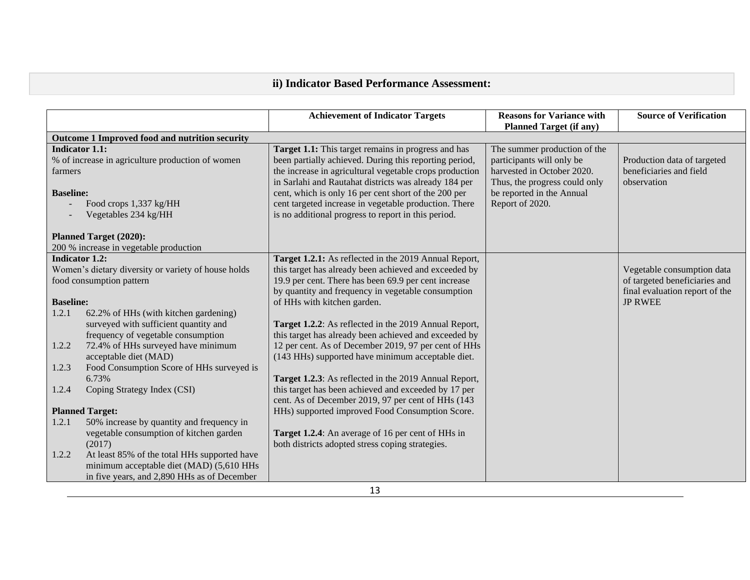## ii) Indicator Based Performance Assessment:

| | Achievement of Indicator Targets | Reasons for Variance with Planned Target (if any) | Source of Verification |
|---|---|---|---|
| **Outcome 1 Improved food and nutrition security** | | | |
| **Indicator 1.1:**<br>% of increase in agriculture production of women farmers<br><br>**Baseline:**<br>- Food crops 1,337 kg/HH<br>- Vegetables 234 kg/HH<br><br>**Planned Target (2020):**<br>200 % increase in vegetable production | **Target 1.1:** This target remains in progress and has been partially achieved. During this reporting period, the increase in agricultural vegetable crops production in Sarlahi and Rautahat districts was already 184 per cent, which is only 16 per cent short of the 200 per cent targeted increase in vegetable production. There is no additional progress to report in this period. | The summer production of the participants will only be harvested in October 2020. Thus, the progress could only be reported in the Annual Report of 2020. | Production data of targeted beneficiaries and field observation |
| **Indicator 1.2:**<br>Women's dietary diversity or variety of house holds food consumption pattern<br><br>**Baseline:**<br>1.2.1 62.2% of HHs (with kitchen gardening) surveyed with sufficient quantity and frequency of vegetable consumption<br>1.2.2 72.4% of HHs surveyed have minimum acceptable diet (MAD)<br>1.2.3 Food Consumption Score of HHs surveyed is 6.73%<br>1.2.4 Coping Strategy Index (CSI)<br><br>**Planned Target:**<br>1.2.1 50% increase by quantity and frequency in vegetable consumption of kitchen garden (2017)<br>1.2.2 At least 85% of the total HHs supported have minimum acceptable diet (MAD) (5,610 HHs in five years, and 2,890 HHs as of December | **Target 1.2.1:** As reflected in the 2019 Annual Report, this target has already been achieved and exceeded by 19.9 per cent. There has been 69.9 per cent increase by quantity and frequency in vegetable consumption of HHs with kitchen garden.<br><br>**Target 1.2.2**: As reflected in the 2019 Annual Report, this target has already been achieved and exceeded by 12 per cent. As of December 2019, 97 per cent of HHs (143 HHs) supported have minimum acceptable diet.<br><br>**Target 1.2.3**: As reflected in the 2019 Annual Report, this target has been achieved and exceeded by 17 per cent. As of December 2019, 97 per cent of HHs (143 HHs) supported improved Food Consumption Score.<br><br>**Target 1.2.4**: An average of 16 per cent of HHs in both districts adopted stress coping strategies. | | Vegetable consumption data of targeted beneficiaries and final evaluation report of the JP RWEE |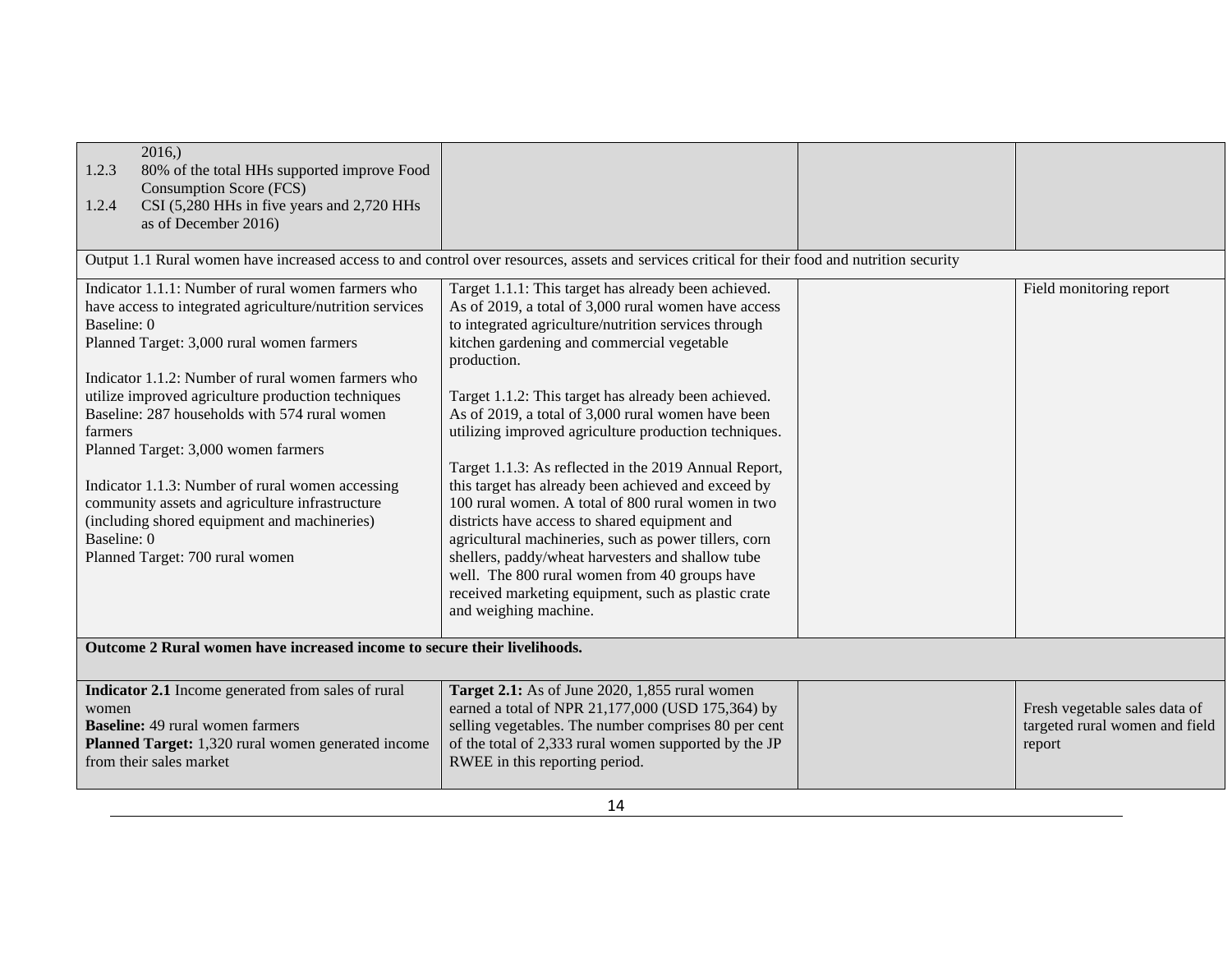| | | | |
|---|---|---|---|
| 2016,)<br>1.2.3 80% of the total HHs supported improve Food Consumption Score (FCS)<br>1.2.4 CSI (5,280 HHs in five years and 2,720 HHs as of December 2016) | | | |
| Output 1.1 Rural women have increased access to and control over resources, assets and services critical for their food and nutrition security | | | |
| Indicator 1.1.1: Number of rural women farmers who have access to integrated agriculture/nutrition services<br>Baseline: 0<br>Planned Target: 3,000 rural women farmers<br><br>Indicator 1.1.2: Number of rural women farmers who utilize improved agriculture production techniques<br>Baseline: 287 households with 574 rural women farmers<br>Planned Target: 3,000 women farmers<br><br>Indicator 1.1.3: Number of rural women accessing community assets and agriculture infrastructure (including shored equipment and machineries)<br>Baseline: 0<br>Planned Target: 700 rural women | Target 1.1.1: This target has already been achieved. As of 2019, a total of 3,000 rural women have access to integrated agriculture/nutrition services through kitchen gardening and commercial vegetable production.<br><br>Target 1.1.2: This target has already been achieved. As of 2019, a total of 3,000 rural women have been utilizing improved agriculture production techniques.<br><br>Target 1.1.3: As reflected in the 2019 Annual Report, this target has already been achieved and exceed by 100 rural women. A total of 800 rural women in two districts have access to shared equipment and agricultural machineries, such as power tillers, corn shellers, paddy/wheat harvesters and shallow tube well. The 800 rural women from 40 groups have received marketing equipment, such as plastic crate and weighing machine. | | Field monitoring report |
| **Outcome 2 Rural women have increased income to secure their livelihoods.** | | | |
| **Indicator 2.1** Income generated from sales of rural women<br>**Baseline:** 49 rural women farmers<br>**Planned Target:** 1,320 rural women generated income from their sales market | **Target 2.1:** As of June 2020, 1,855 rural women earned a total of NPR 21,177,000 (USD 175,364) by selling vegetables. The number comprises 80 per cent of the total of 2,333 rural women supported by the JP RWEE in this reporting period. | | Fresh vegetable sales data of targeted rural women and field report |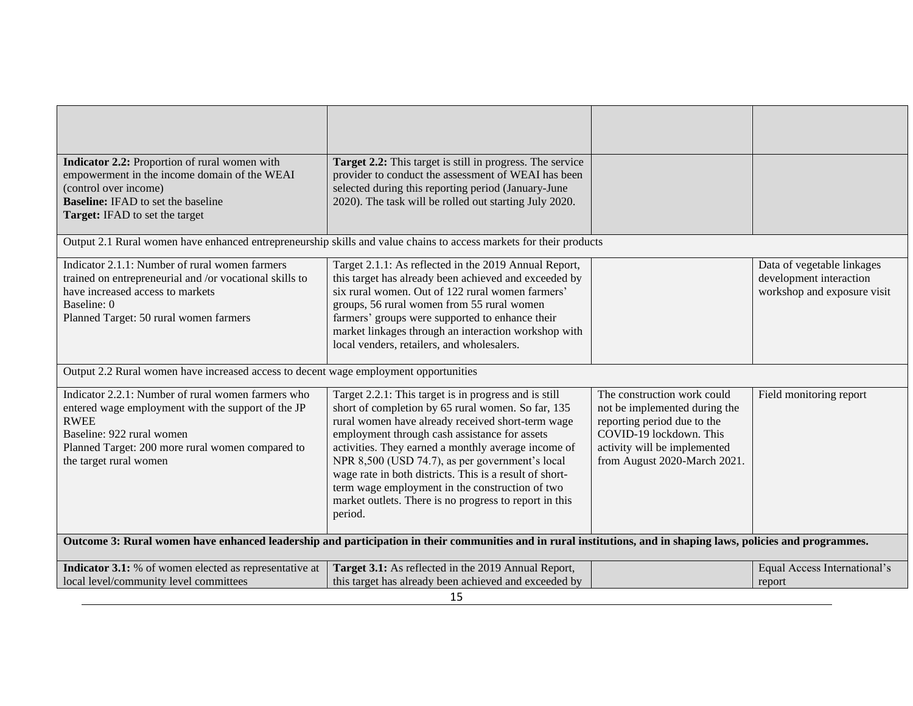| | | | |
|---|---|---|---|
| **Indicator 2.2:** Proportion of rural women with empowerment in the income domain of the WEAI (control over income)<br>**Baseline:** IFAD to set the baseline<br>**Target:** IFAD to set the target | **Target 2.2:** This target is still in progress. The service provider to conduct the assessment of WEAI has been selected during this reporting period (January-June 2020). The task will be rolled out starting July 2020. | | |
| Output 2.1 Rural women have enhanced entrepreneurship skills and value chains to access markets for their products | | | |
| Indicator 2.1.1: Number of rural women farmers trained on entrepreneurial and /or vocational skills to have increased access to markets<br>Baseline: 0<br>Planned Target: 50 rural women farmers | Target 2.1.1: As reflected in the 2019 Annual Report, this target has already been achieved and exceeded by six rural women. Out of 122 rural women farmers' groups, 56 rural women from 55 rural women farmers' groups were supported to enhance their market linkages through an interaction workshop with local venders, retailers, and wholesalers. | | Data of vegetable linkages development interaction workshop and exposure visit |
| Output 2.2 Rural women have increased access to decent wage employment opportunities | | | |
| Indicator 2.2.1: Number of rural women farmers who entered wage employment with the support of the JP RWEE<br>Baseline: 922 rural women<br>Planned Target: 200 more rural women compared to the target rural women | Target 2.2.1: This target is in progress and is still short of completion by 65 rural women. So far, 135 rural women have already received short-term wage employment through cash assistance for assets activities. They earned a monthly average income of NPR 8,500 (USD 74.7), as per government's local wage rate in both districts. This is a result of short-term wage employment in the construction of two market outlets. There is no progress to report in this period. | The construction work could not be implemented during the reporting period due to the COVID-19 lockdown. This activity will be implemented from August 2020-March 2021. | Field monitoring report |
| **Outcome 3: Rural women have enhanced leadership and participation in their communities and in rural institutions, and in shaping laws, policies and programmes.** | | | |
| **Indicator 3.1:** % of women elected as representative at local level/community level committees | **Target 3.1:** As reflected in the 2019 Annual Report, this target has already been achieved and exceeded by | | Equal Access International's report |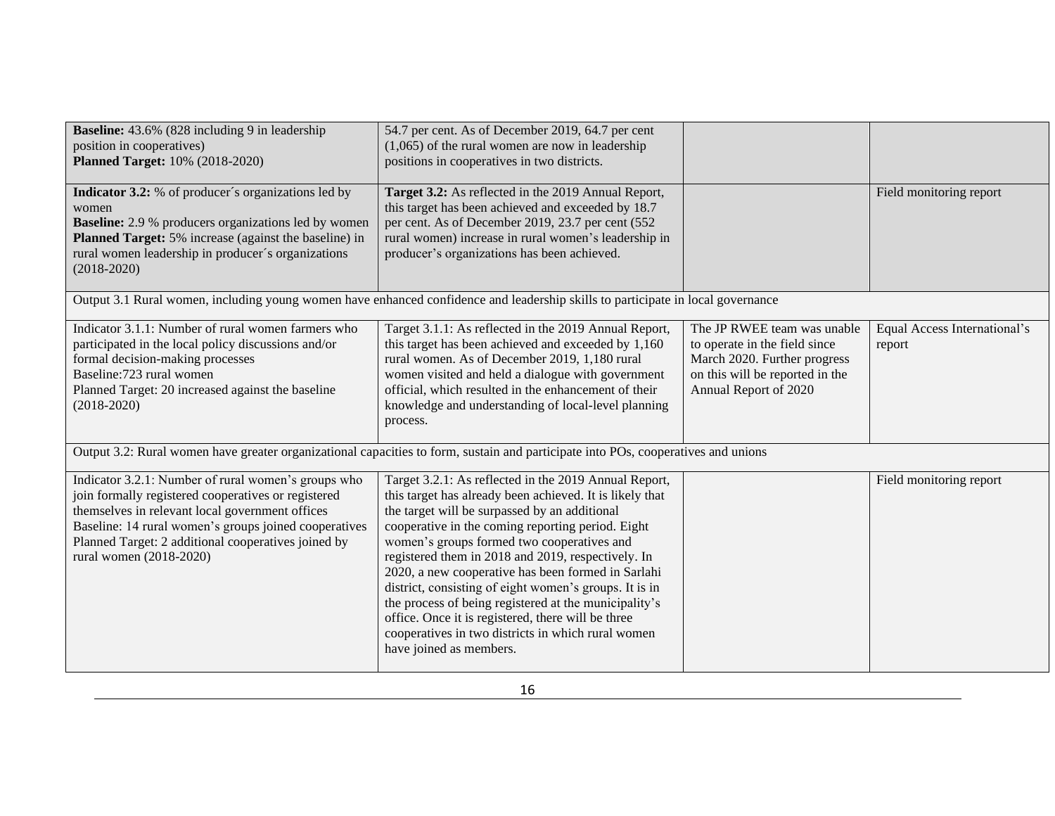| | | | |
|---|---|---|---|
| **Baseline:** 43.6% (828 including 9 in leadership position in cooperatives)<br>**Planned Target:** 10% (2018-2020) | 54.7 per cent. As of December 2019, 64.7 per cent (1,065) of the rural women are now in leadership positions in cooperatives in two districts. | | |
| **Indicator 3.2:** % of producer´s organizations led by women<br>**Baseline:** 2.9 % producers organizations led by women<br>**Planned Target:** 5% increase (against the baseline) in rural women leadership in producer´s organizations (2018-2020) | **Target 3.2:** As reflected in the 2019 Annual Report, this target has been achieved and exceeded by 18.7 per cent. As of December 2019, 23.7 per cent (552 rural women) increase in rural women's leadership in producer's organizations has been achieved. | | Field monitoring report |
| Output 3.1 Rural women, including young women have enhanced confidence and leadership skills to participate in local governance | | | |
| Indicator 3.1.1: Number of rural women farmers who participated in the local policy discussions and/or formal decision-making processes<br>Baseline:723 rural women<br>Planned Target: 20 increased against the baseline (2018-2020) | Target 3.1.1: As reflected in the 2019 Annual Report, this target has been achieved and exceeded by 1,160 rural women. As of December 2019, 1,180 rural women visited and held a dialogue with government official, which resulted in the enhancement of their knowledge and understanding of local-level planning process. | The JP RWEE team was unable to operate in the field since March 2020. Further progress on this will be reported in the Annual Report of 2020 | Equal Access International's report |
| Output 3.2: Rural women have greater organizational capacities to form, sustain and participate into POs, cooperatives and unions | | | |
| Indicator 3.2.1: Number of rural women's groups who join formally registered cooperatives or registered themselves in relevant local government offices<br>Baseline: 14 rural women's groups joined cooperatives<br>Planned Target: 2 additional cooperatives joined by rural women (2018-2020) | Target 3.2.1: As reflected in the 2019 Annual Report, this target has already been achieved. It is likely that the target will be surpassed by an additional cooperative in the coming reporting period. Eight women's groups formed two cooperatives and registered them in 2018 and 2019, respectively. In 2020, a new cooperative has been formed in Sarlahi district, consisting of eight women's groups. It is in the process of being registered at the municipality's office. Once it is registered, there will be three cooperatives in two districts in which rural women have joined as members. | | Field monitoring report |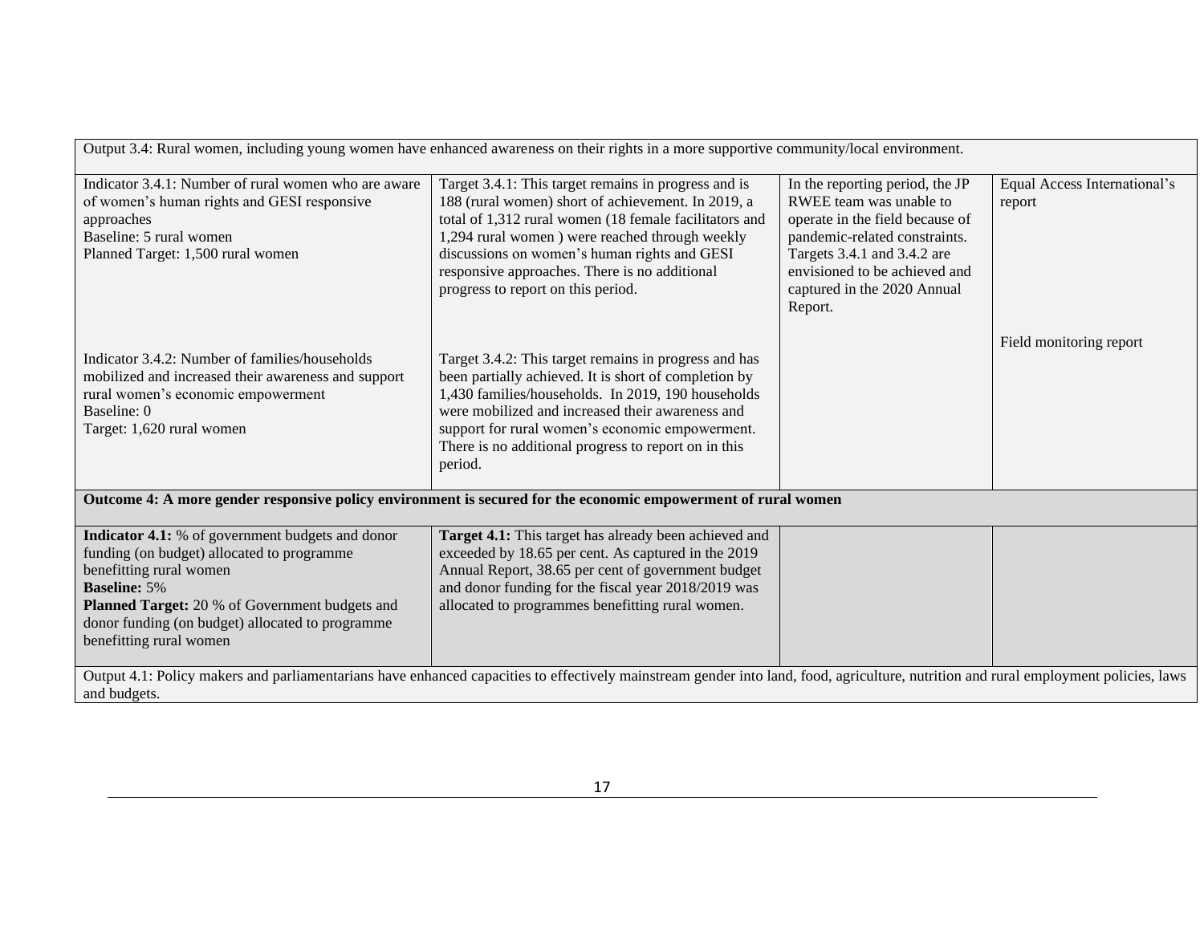| Output 3.4: Rural women, including young women have enhanced awareness on their rights in a more supportive community/local environment. | | | |
|---|---|---|---|
| Indicator 3.4.1: Number of rural women who are aware of women's human rights and GESI responsive approaches<br>Baseline: 5 rural women<br>Planned Target: 1,500 rural women | Target 3.4.1: This target remains in progress and is 188 (rural women) short of achievement. In 2019, a total of 1,312 rural women (18 female facilitators and 1,294 rural women ) were reached through weekly discussions on women's human rights and GESI responsive approaches. There is no additional progress to report on this period. | In the reporting period, the JP RWEE team was unable to operate in the field because of pandemic-related constraints. Targets 3.4.1 and 3.4.2 are envisioned to be achieved and captured in the 2020 Annual Report. | Equal Access International's report |
| Indicator 3.4.2: Number of families/households mobilized and increased their awareness and support rural women's economic empowerment<br>Baseline: 0<br>Target: 1,620 rural women | Target 3.4.2: This target remains in progress and has been partially achieved. It is short of completion by 1,430 families/households. In 2019, 190 households were mobilized and increased their awareness and support for rural women's economic empowerment. There is no additional progress to report on in this period. | | Field monitoring report |
| **Outcome 4: A more gender responsive policy environment is secured for the economic empowerment of rural women** | | | |
| **Indicator 4.1:** % of government budgets and donor funding (on budget) allocated to programme benefitting rural women<br>**Baseline:** 5%<br>**Planned Target:** 20 % of Government budgets and donor funding (on budget) allocated to programme benefitting rural women | **Target 4.1:** This target has already been achieved and exceeded by 18.65 per cent. As captured in the 2019 Annual Report, 38.65 per cent of government budget and donor funding for the fiscal year 2018/2019 was allocated to programmes benefitting rural women. | | |
| Output 4.1: Policy makers and parliamentarians have enhanced capacities to effectively mainstream gender into land, food, agriculture, nutrition and rural employment policies, laws and budgets. | | | |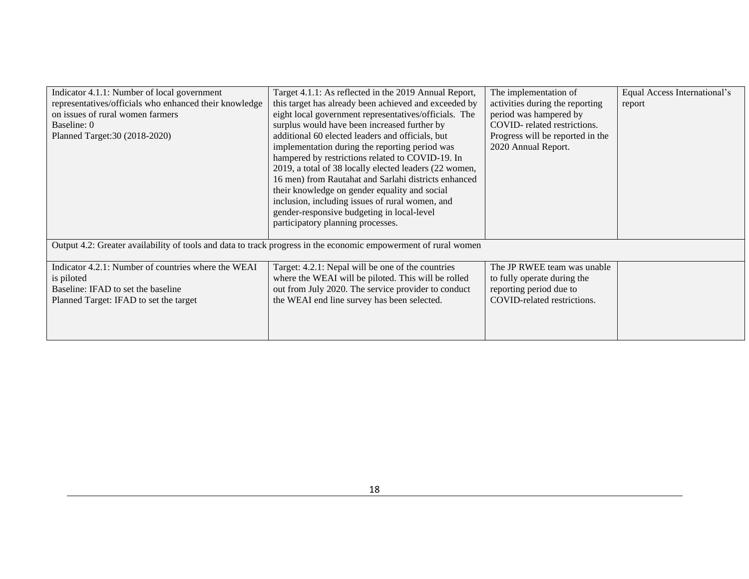| | | | |
|---|---|---|---|
| Indicator 4.1.1: Number of local government representatives/officials who enhanced their knowledge on issues of rural women farmers<br>Baseline: 0<br>Planned Target:30 (2018-2020) | Target 4.1.1: As reflected in the 2019 Annual Report, this target has already been achieved and exceeded by eight local government representatives/officials. The surplus would have been increased further by additional 60 elected leaders and officials, but implementation during the reporting period was hampered by restrictions related to COVID-19. In 2019, a total of 38 locally elected leaders (22 women, 16 men) from Rautahat and Sarlahi districts enhanced their knowledge on gender equality and social inclusion, including issues of rural women, and gender-responsive budgeting in local-level participatory planning processes. | The implementation of activities during the reporting period was hampered by COVID- related restrictions. Progress will be reported in the 2020 Annual Report. | Equal Access International's report |
| Output 4.2: Greater availability of tools and data to track progress in the economic empowerment of rural women | | | |
| Indicator 4.2.1: Number of countries where the WEAI is piloted<br>Baseline: IFAD to set the baseline<br>Planned Target: IFAD to set the target | Target: 4.2.1: Nepal will be one of the countries where the WEAI will be piloted. This will be rolled out from July 2020. The service provider to conduct the WEAI end line survey has been selected. | The JP RWEE team was unable to fully operate during the reporting period due to COVID-related restrictions. | |